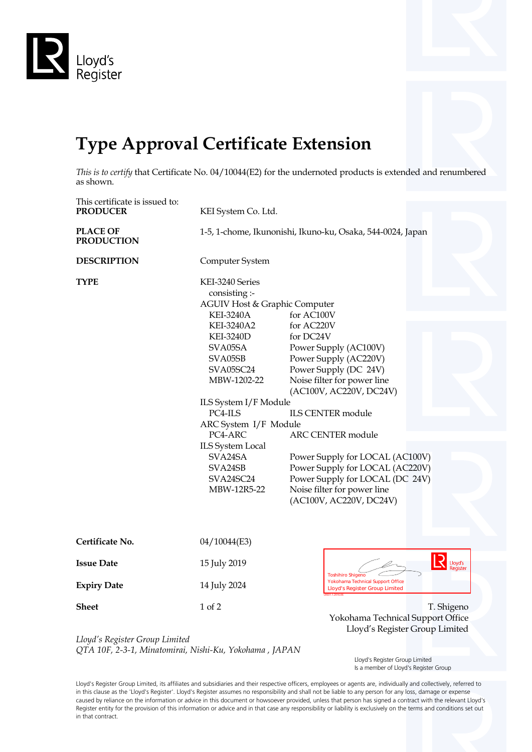Lloyd's Register

# Type Approval Certificate Extension

*This is to certify* that Certificate No. 04/10044(E2) for the undernoted products is extended and renumbered as shown.

This certificate is issued to:

**PRODUCER** KEI System Co. Ltd.

**PLACE OF PRODUCTION** 1-5, 1-chome, Ikunonishi, Ikuno-ku, Osaka, 544-0024, Japan

**DESCRIPTION** Computer System

**TYPE** KEI-3240 Series
consisting :-

AGUIV Host & Graphic Computer

| | |
|---|---|
| KEI-3240A | for AC100V |
| KEI-3240A2 | for AC220V |
| KEI-3240D | for DC24V |
| SVA05SA | Power Supply (AC100V) |
| SVA05SB | Power Supply (AC220V) |
| SVA05SC24 | Power Supply (DC 24V) |
| MBW-1202-22 | Noise filter for power line (AC100V, AC220V, DC24V) |

ILS System I/F Module

| | |
|---|---|
| PC4-ILS | ILS CENTER module |

ARC System I/F Module

| | |
|---|---|
| PC4-ARC | ARC CENTER module |

ILS System Local

| | |
|---|---|
| SVA24SA | Power Supply for LOCAL (AC100V) |
| SVA24SB | Power Supply for LOCAL (AC220V) |
| SVA24SC24 | Power Supply for LOCAL (DC 24V) |
| MBW-12R5-22 | Noise filter for power line (AC100V, AC220V, DC24V) |

**Certificate No.** 04/10044(E3)

**Issue Date** 15 July 2019

**Expiry Date** 14 July 2024

**Sheet** 1 of 2

Toshihiro Shigeno
Yokohama Technical Support Office
Lloyd's Register Group Limited

T. Shigeno
Yokohama Technical Support Office
Lloyd's Register Group Limited

*Lloyd's Register Group Limited*
*QTA 10F, 2-3-1, Minatomirai, Nishi-Ku, Yokohama , JAPAN*

Lloyd's Register Group Limited
Is a member of Lloyd's Register Group

Lloyd's Register Group Limited, its affiliates and subsidiaries and their respective officers, employees or agents are, individually and collectively, referred to in this clause as the 'Lloyd's Register'. Lloyd's Register assumes no responsibility and shall not be liable to any person for any loss, damage or expense caused by reliance on the information or advice in this document or howsoever provided, unless that person has signed a contract with the relevant Lloyd's Register entity for the provision of this information or advice and in that case any responsibility or liability is exclusively on the terms and conditions set out in that contract.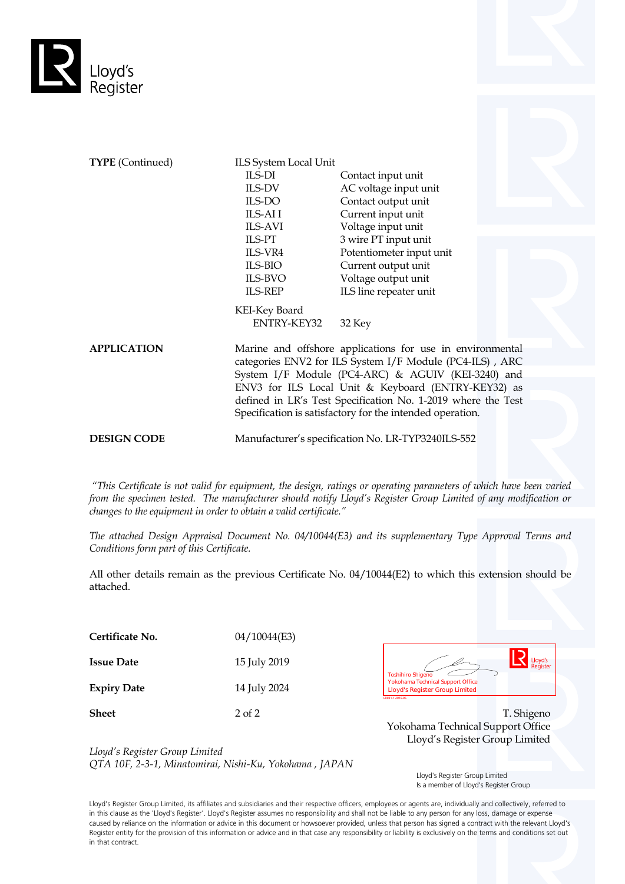**TYPE** (Continued)

ILS System Local Unit

| | |
|---|---|
| ILS-DI | Contact input unit |
| ILS-DV | AC voltage input unit |
| ILS-DO | Contact output unit |
| ILS-AI I | Current input unit |
| ILS-AVI | Voltage input unit |
| ILS-PT | 3 wire PT input unit |
| ILS-VR4 | Potentiometer input unit |
| ILS-BIO | Current output unit |
| ILS-BVO | Voltage output unit |
| ILS-REP | ILS line repeater unit |

KEI-Key Board

| | |
|---|---|
| ENTRY-KEY32 | 32 Key |

**APPLICATION**

Marine and offshore applications for use in environmental categories ENV2 for ILS System I/F Module (PC4-ILS) , ARC System I/F Module (PC4-ARC) & AGUIV (KEI-3240) and ENV3 for ILS Local Unit & Keyboard (ENTRY-KEY32) as defined in LR's Test Specification No. 1-2019 where the Test Specification is satisfactory for the intended operation.

**DESIGN CODE**

Manufacturer's specification No. LR-TYP3240ILS-552

*"This Certificate is not valid for equipment, the design, ratings or operating parameters of which have been varied from the specimen tested. The manufacturer should notify Lloyd's Register Group Limited of any modification or changes to the equipment in order to obtain a valid certificate."*

*The attached Design Appraisal Document No. 04/10044(E3) and its supplementary Type Approval Terms and Conditions form part of this Certificate.*

All other details remain as the previous Certificate No. 04/10044(E2) to which this extension should be attached.

| | |
|---|---|
| **Certificate No.** | 04/10044(E3) |
| **Issue Date** | 15 July 2019 |
| **Expiry Date** | 14 July 2024 |
| **Sheet** | 2 of 2 |

Toshihiro Shigeno
Yokohama Technical Support Office
Lloyd's Register Group Limited

T. Shigeno
Yokohama Technical Support Office
Lloyd's Register Group Limited

*Lloyd's Register Group Limited*
*QTA 10F, 2-3-1, Minatomirai, Nishi-Ku, Yokohama , JAPAN*

Lloyd's Register Group Limited
Is a member of Lloyd's Register Group

Lloyd's Register Group Limited, its affiliates and subsidiaries and their respective officers, employees or agents are, individually and collectively, referred to in this clause as the 'Lloyd's Register'. Lloyd's Register assumes no responsibility and shall not be liable to any person for any loss, damage or expense caused by reliance on the information or advice in this document or howsoever provided, unless that person has signed a contract with the relevant Lloyd's Register entity for the provision of this information or advice and in that case any responsibility or liability is exclusively on the terms and conditions set out in that contract.